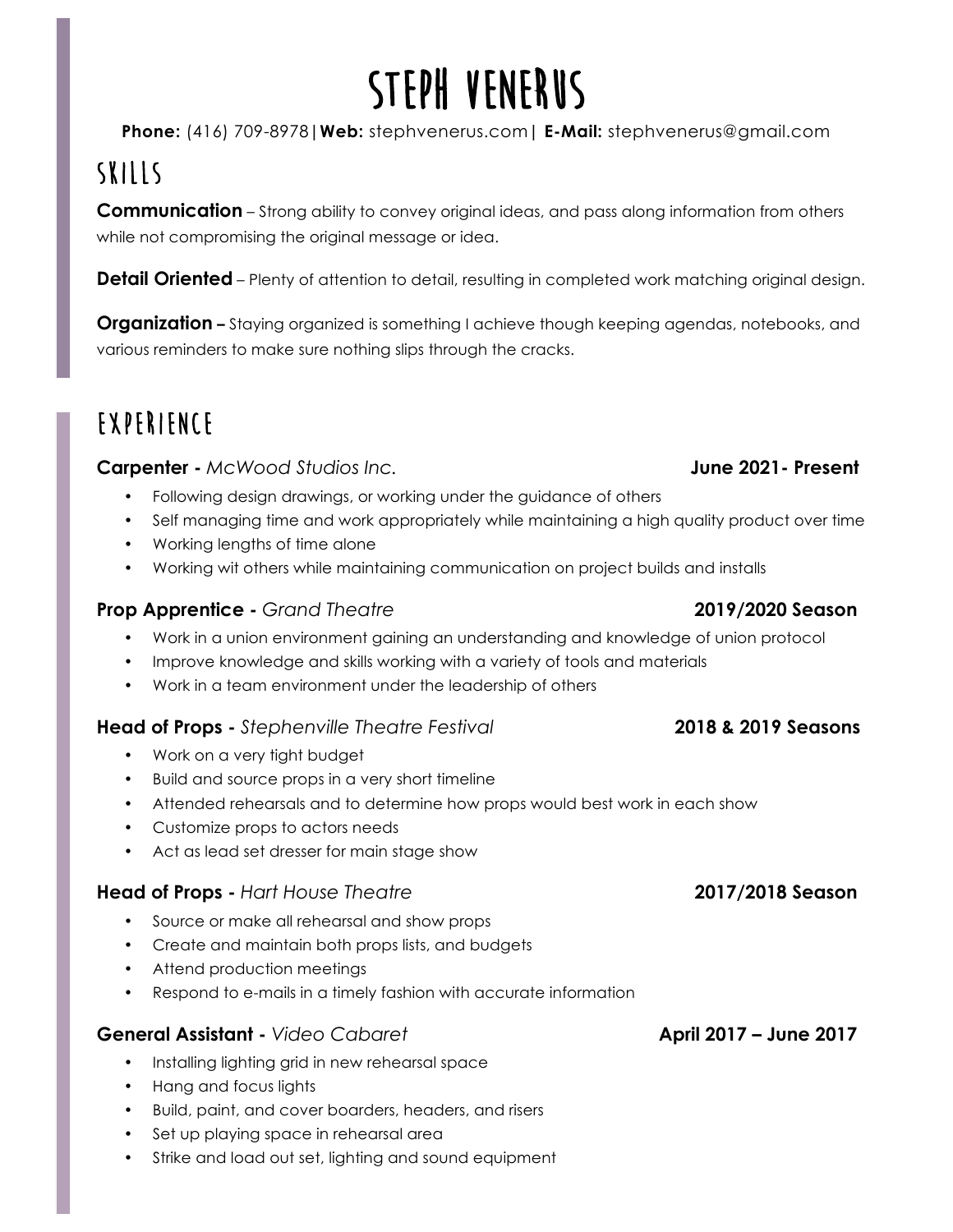# STEPH VENERUS

**Phone:** (416) 709-8978 | **Web:** stephvenerus.com | **E-Mail:** stephvenerus@gmail.com

## SKILLS

**Communication** – Strong ability to convey original ideas, and pass along information from others while not compromising the original message or idea.

**Detail Oriented** – Plenty of attention to detail, resulting in completed work matching original design.

**Organization –** Staying organized is something I achieve though keeping agendas, notebooks, and various reminders to make sure nothing slips through the cracks.

## EXPERIENCE

### Carpenter - *McWood Studios Inc.* — June 2021- Present

- Following design drawings, or working under the guidance of others
- Self managing time and work appropriately while maintaining a high quality product over time
- Working lengths of time alone
- Working wit others while maintaining communication on project builds and installs

### Prop Apprentice - *Grand Theatre* — 2019/2020 Season

- Work in a union environment gaining an understanding and knowledge of union protocol
- Improve knowledge and skills working with a variety of tools and materials
- Work in a team environment under the leadership of others

### Head of Props - *Stephenville Theatre Festival* — 2018 & 2019 Seasons

- Work on a very tight budget
- Build and source props in a very short timeline
- Attended rehearsals and to determine how props would best work in each show
- Customize props to actors needs
- Act as lead set dresser for main stage show

### Head of Props - *Hart House Theatre* — 2017/2018 Season

- Source or make all rehearsal and show props
- Create and maintain both props lists, and budgets
- Attend production meetings
- Respond to e-mails in a timely fashion with accurate information

### General Assistant - *Video Cabaret* — April 2017 – June 2017

- Installing lighting grid in new rehearsal space
- Hang and focus lights
- Build, paint, and cover boarders, headers, and risers
- Set up playing space in rehearsal area
- Strike and load out set, lighting and sound equipment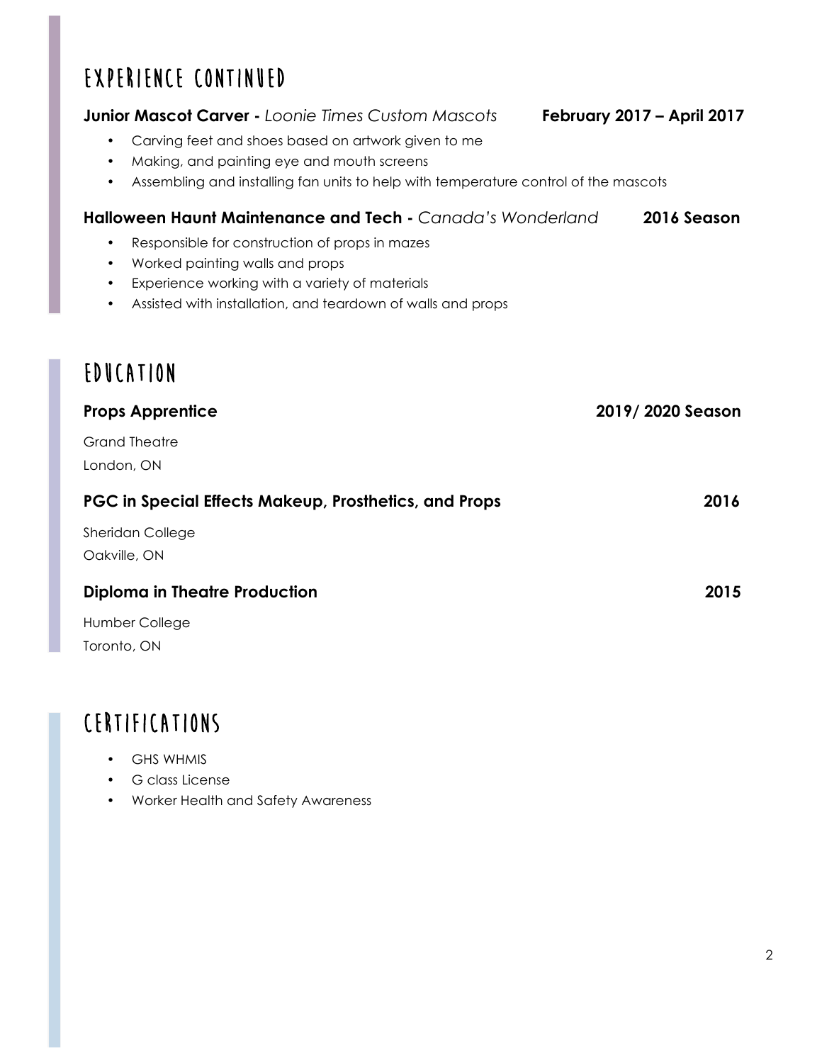## Experience Continued

**Junior Mascot Carver -** *Loonie Times Custom Mascots* **February 2017 – April 2017**

- Carving feet and shoes based on artwork given to me
- Making, and painting eye and mouth screens
- Assembling and installing fan units to help with temperature control of the mascots

**Halloween Haunt Maintenance and Tech -** *Canada's Wonderland* **2016 Season**

- Responsible for construction of props in mazes
- Worked painting walls and props
- Experience working with a variety of materials
- Assisted with installation, and teardown of walls and props

## Education

**Props Apprentice** **2019/ 2020 Season**

Grand Theatre
London, ON

**PGC in Special Effects Makeup, Prosthetics, and Props** **2016**

Sheridan College
Oakville, ON

**Diploma in Theatre Production** **2015**

Humber College
Toronto, ON

## Certifications

- GHS WHMIS
- G class License
- Worker Health and Safety Awareness